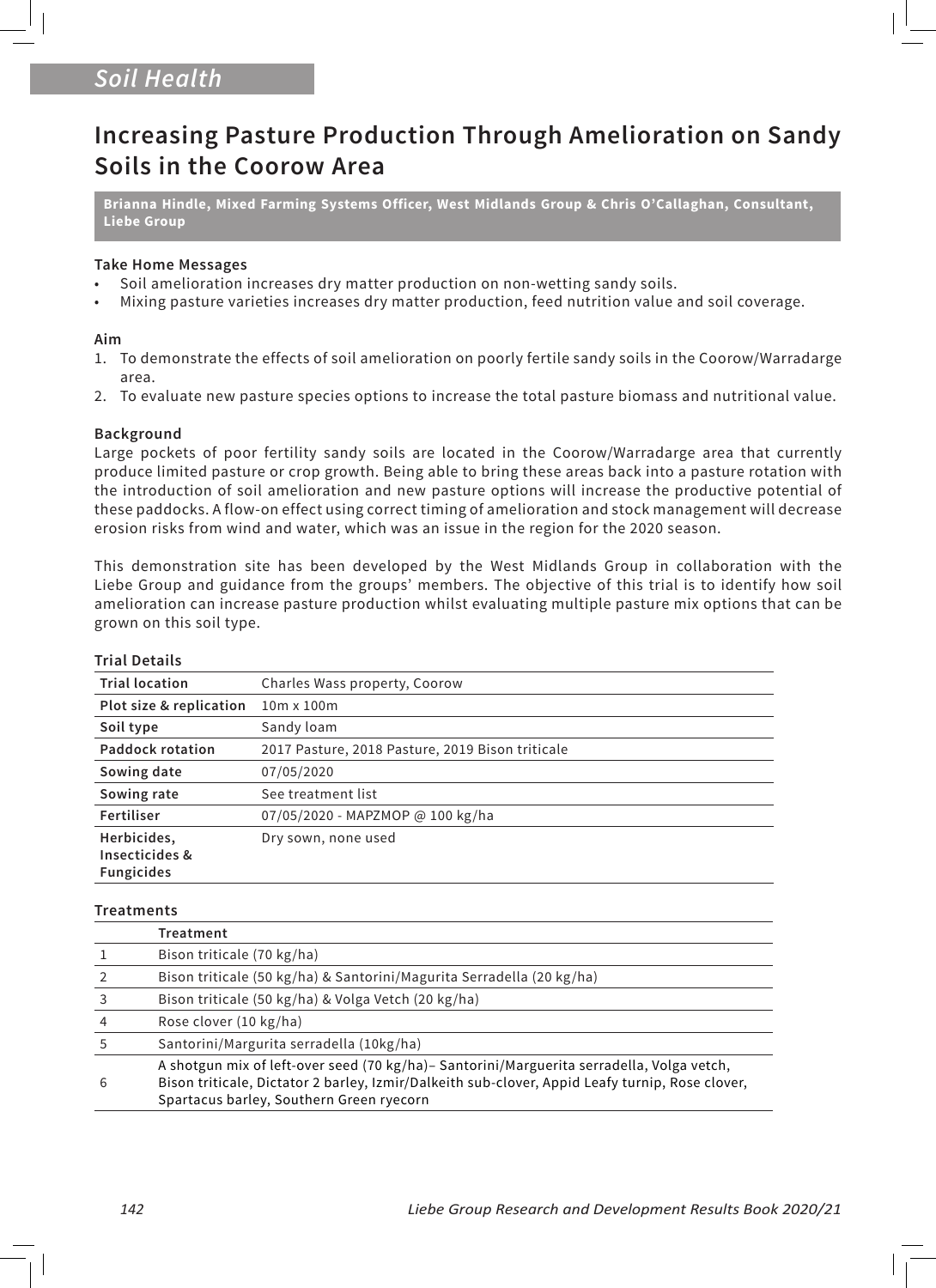## Soil Health

# Increasing Pasture Production Through Amelioration on Sandy Soils in the Coorow Area

**Brianna Hindle, Mixed Farming Systems Officer, West Midlands Group & Chris O'Callaghan, Consultant, Liebe Group**

### Take Home Messages

- Soil amelioration increases dry matter production on non-wetting sandy soils.
- Mixing pasture varieties increases dry matter production, feed nutrition value and soil coverage.

### Aim

1. To demonstrate the effects of soil amelioration on poorly fertile sandy soils in the Coorow/Warradarge area.
2. To evaluate new pasture species options to increase the total pasture biomass and nutritional value.

### Background

Large pockets of poor fertility sandy soils are located in the Coorow/Warradarge area that currently produce limited pasture or crop growth. Being able to bring these areas back into a pasture rotation with the introduction of soil amelioration and new pasture options will increase the productive potential of these paddocks. A flow-on effect using correct timing of amelioration and stock management will decrease erosion risks from wind and water, which was an issue in the region for the 2020 season.

This demonstration site has been developed by the West Midlands Group in collaboration with the Liebe Group and guidance from the groups' members. The objective of this trial is to identify how soil amelioration can increase pasture production whilst evaluating multiple pasture mix options that can be grown on this soil type.

### Trial Details

| | |
|---|---|
| **Trial location** | Charles Wass property, Coorow |
| **Plot size & replication** | 10m x 100m |
| **Soil type** | Sandy loam |
| **Paddock rotation** | 2017 Pasture, 2018 Pasture, 2019 Bison triticale |
| **Sowing date** | 07/05/2020 |
| **Sowing rate** | See treatment list |
| **Fertiliser** | 07/05/2020 - MAPZMOP @ 100 kg/ha |
| **Herbicides, Insecticides & Fungicides** | Dry sown, none used |

### Treatments

| | Treatment |
|---|---|
| 1 | Bison triticale (70 kg/ha) |
| 2 | Bison triticale (50 kg/ha) & Santorini/Magurita Serradella (20 kg/ha) |
| 3 | Bison triticale (50 kg/ha) & Volga Vetch (20 kg/ha) |
| 4 | Rose clover (10 kg/ha) |
| 5 | Santorini/Margurita serradella (10kg/ha) |
| 6 | A shotgun mix of left-over seed (70 kg/ha)– Santorini/Marguerita serradella, Volga vetch, Bison triticale, Dictator 2 barley, Izmir/Dalkeith sub-clover, Appid Leafy turnip, Rose clover, Spartacus barley, Southern Green ryecorn |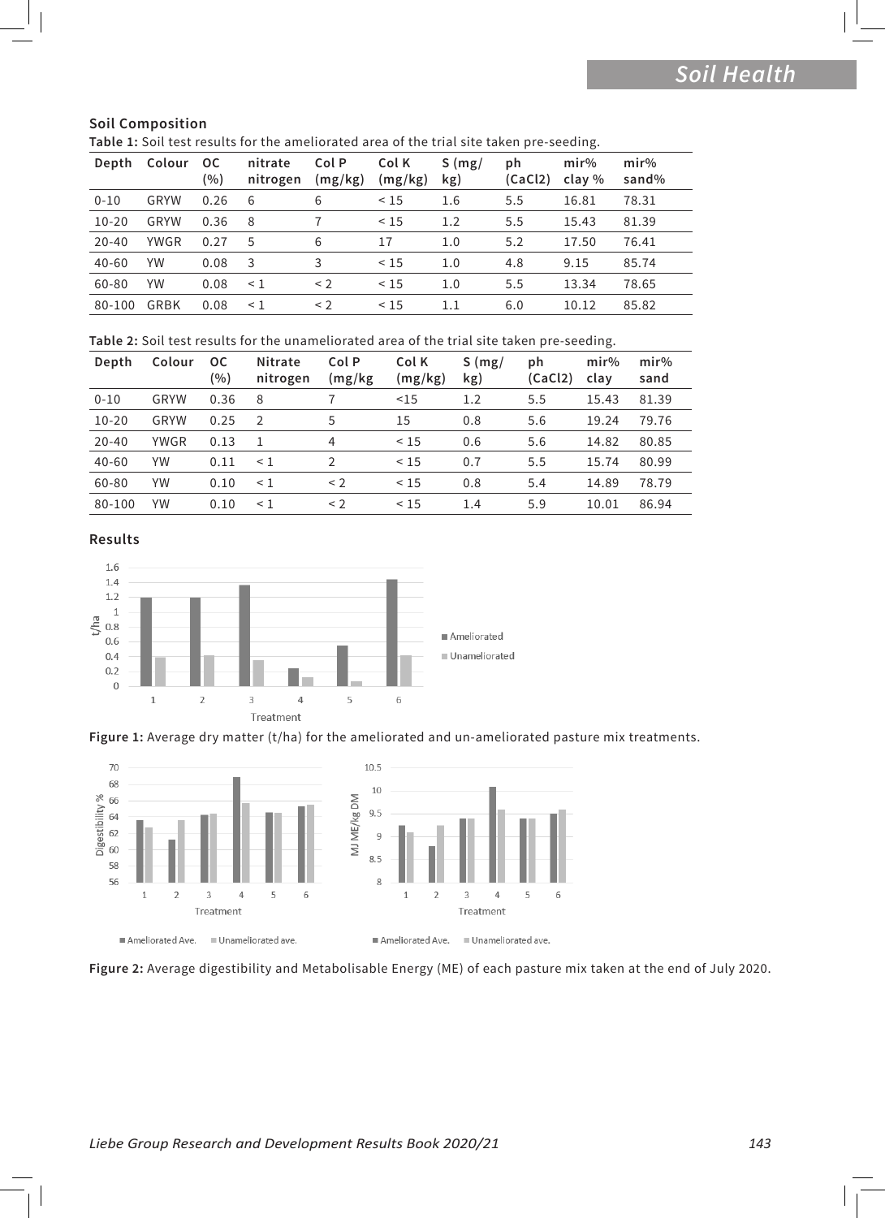### Soil Composition

**Table 1:** Soil test results for the ameliorated area of the trial site taken pre-seeding.

| Depth | Colour | OC (%) | nitrate nitrogen | Col P (mg/kg) | Col K (mg/kg) | S (mg/kg) | ph (CaCl2) | mir% clay % | mir% sand% |
|---|---|---|---|---|---|---|---|---|---|
| 0-10 | GRYW | 0.26 | 6 | 6 | < 15 | 1.6 | 5.5 | 16.81 | 78.31 |
| 10-20 | GRYW | 0.36 | 8 | 7 | < 15 | 1.2 | 5.5 | 15.43 | 81.39 |
| 20-40 | YWGR | 0.27 | 5 | 6 | 17 | 1.0 | 5.2 | 17.50 | 76.41 |
| 40-60 | YW | 0.08 | 3 | 3 | < 15 | 1.0 | 4.8 | 9.15 | 85.74 |
| 60-80 | YW | 0.08 | < 1 | < 2 | < 15 | 1.0 | 5.5 | 13.34 | 78.65 |
| 80-100 | GRBK | 0.08 | < 1 | < 2 | < 15 | 1.1 | 6.0 | 10.12 | 85.82 |

**Table 2:** Soil test results for the unameliorated area of the trial site taken pre-seeding.

| Depth | Colour | OC (%) | Nitrate nitrogen | Col P (mg/kg | Col K (mg/kg) | S (mg/kg) | ph (CaCl2) | mir% clay | mir% sand |
|---|---|---|---|---|---|---|---|---|---|
| 0-10 | GRYW | 0.36 | 8 | 7 | <15 | 1.2 | 5.5 | 15.43 | 81.39 |
| 10-20 | GRYW | 0.25 | 2 | 5 | 15 | 0.8 | 5.6 | 19.24 | 79.76 |
| 20-40 | YWGR | 0.13 | 1 | 4 | < 15 | 0.6 | 5.6 | 14.82 | 80.85 |
| 40-60 | YW | 0.11 | < 1 | 2 | < 15 | 0.7 | 5.5 | 15.74 | 80.99 |
| 60-80 | YW | 0.10 | < 1 | < 2 | < 15 | 0.8 | 5.4 | 14.89 | 78.79 |
| 80-100 | YW | 0.10 | < 1 | < 2 | < 15 | 1.4 | 5.9 | 10.01 | 86.94 |

### Results

**Figure 1:** Average dry matter (t/ha) for the ameliorated and un-ameliorated pasture mix treatments.

**Figure 2:** Average digestibility and Metabolisable Energy (ME) of each pasture mix taken at the end of July 2020.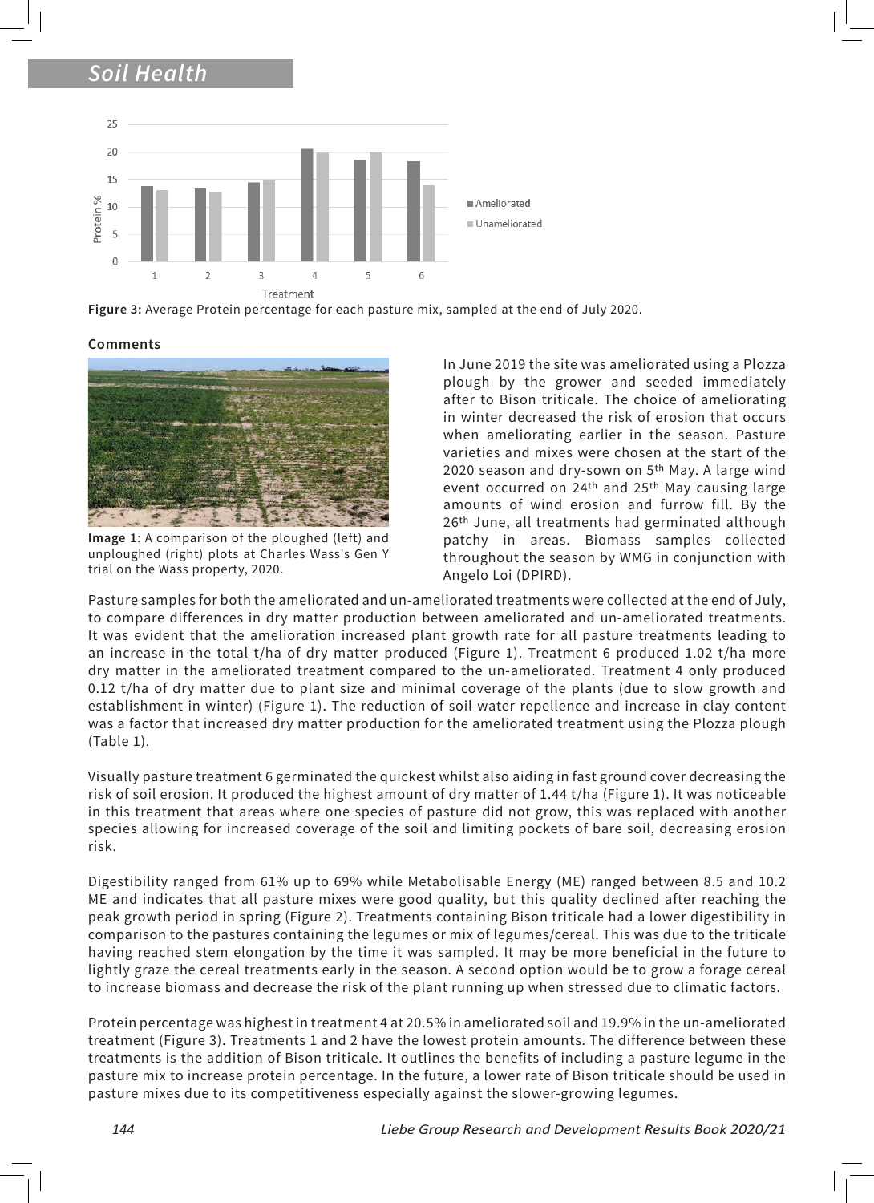Figure 3: Average Protein percentage for each pasture mix, sampled at the end of July 2020.

### Comments

Image 1: A comparison of the ploughed (left) and unploughed (right) plots at Charles Wass's Gen Y trial on the Wass property, 2020.

In June 2019 the site was ameliorated using a Plozza plough by the grower and seeded immediately after to Bison triticale. The choice of ameliorating in winter decreased the risk of erosion that occurs when ameliorating earlier in the season. Pasture varieties and mixes were chosen at the start of the 2020 season and dry-sown on 5th May. A large wind event occurred on 24th and 25th May causing large amounts of wind erosion and furrow fill. By the 26th June, all treatments had germinated although patchy in areas. Biomass samples collected throughout the season by WMG in conjunction with Angelo Loi (DPIRD).

Pasture samples for both the ameliorated and un-ameliorated treatments were collected at the end of July, to compare differences in dry matter production between ameliorated and un-ameliorated treatments. It was evident that the amelioration increased plant growth rate for all pasture treatments leading to an increase in the total t/ha of dry matter produced (Figure 1). Treatment 6 produced 1.02 t/ha more dry matter in the ameliorated treatment compared to the un-ameliorated. Treatment 4 only produced 0.12 t/ha of dry matter due to plant size and minimal coverage of the plants (due to slow growth and establishment in winter) (Figure 1). The reduction of soil water repellence and increase in clay content was a factor that increased dry matter production for the ameliorated treatment using the Plozza plough (Table 1).

Visually pasture treatment 6 germinated the quickest whilst also aiding in fast ground cover decreasing the risk of soil erosion. It produced the highest amount of dry matter of 1.44 t/ha (Figure 1). It was noticeable in this treatment that areas where one species of pasture did not grow, this was replaced with another species allowing for increased coverage of the soil and limiting pockets of bare soil, decreasing erosion risk.

Digestibility ranged from 61% up to 69% while Metabolisable Energy (ME) ranged between 8.5 and 10.2 ME and indicates that all pasture mixes were good quality, but this quality declined after reaching the peak growth period in spring (Figure 2). Treatments containing Bison triticale had a lower digestibility in comparison to the pastures containing the legumes or mix of legumes/cereal. This was due to the triticale having reached stem elongation by the time it was sampled. It may be more beneficial in the future to lightly graze the cereal treatments early in the season. A second option would be to grow a forage cereal to increase biomass and decrease the risk of the plant running up when stressed due to climatic factors.

Protein percentage was highest in treatment 4 at 20.5% in ameliorated soil and 19.9% in the un-ameliorated treatment (Figure 3). Treatments 1 and 2 have the lowest protein amounts. The difference between these treatments is the addition of Bison triticale. It outlines the benefits of including a pasture legume in the pasture mix to increase protein percentage. In the future, a lower rate of Bison triticale should be used in pasture mixes due to its competitiveness especially against the slower-growing legumes.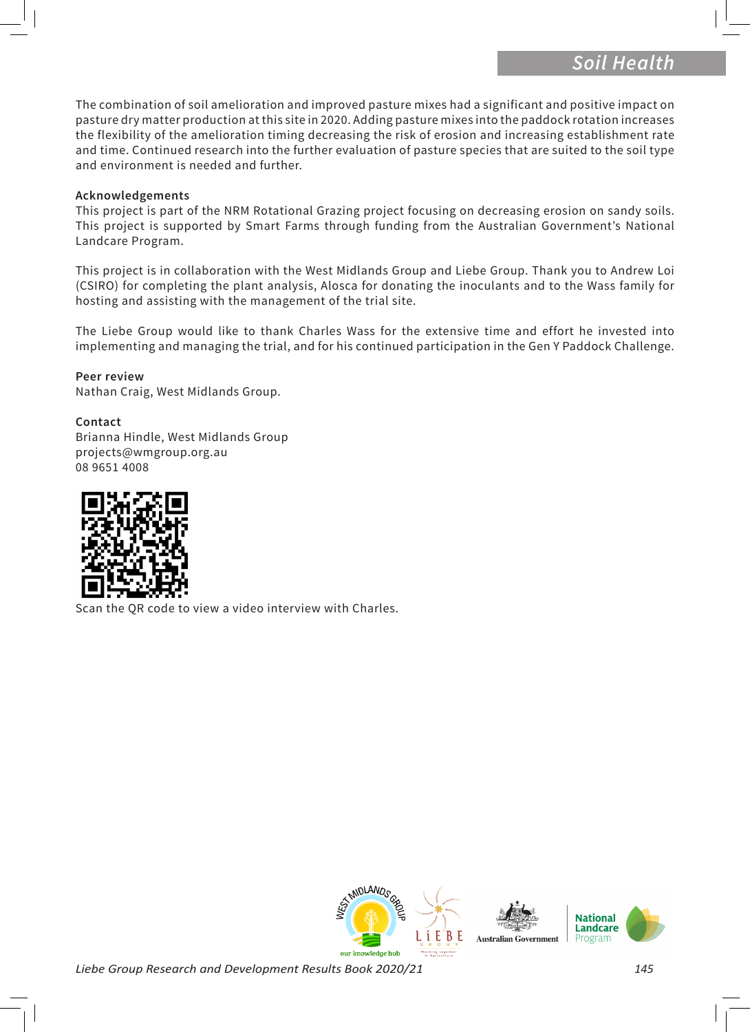The combination of soil amelioration and improved pasture mixes had a significant and positive impact on pasture dry matter production at this site in 2020. Adding pasture mixes into the paddock rotation increases the flexibility of the amelioration timing decreasing the risk of erosion and increasing establishment rate and time. Continued research into the further evaluation of pasture species that are suited to the soil type and environment is needed and further.

**Acknowledgements**

This project is part of the NRM Rotational Grazing project focusing on decreasing erosion on sandy soils. This project is supported by Smart Farms through funding from the Australian Government's National Landcare Program.

This project is in collaboration with the West Midlands Group and Liebe Group. Thank you to Andrew Loi (CSIRO) for completing the plant analysis, Alosca for donating the inoculants and to the Wass family for hosting and assisting with the management of the trial site.

The Liebe Group would like to thank Charles Wass for the extensive time and effort he invested into implementing and managing the trial, and for his continued participation in the Gen Y Paddock Challenge.

**Peer review**

Nathan Craig, West Midlands Group.

**Contact**

Brianna Hindle, West Midlands Group
projects@wmgroup.org.au
08 9651 4008

Scan the QR code to view a video interview with Charles.